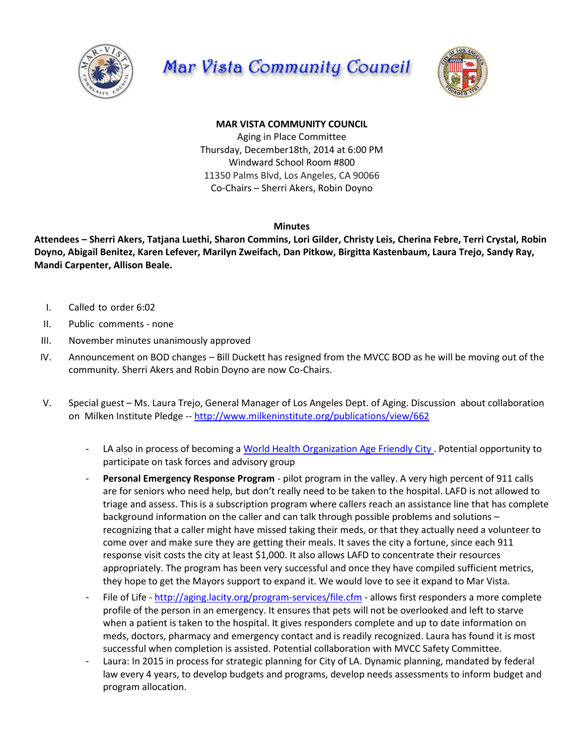# Mar Vista Community Council

**MAR VISTA COMMUNITY COUNCIL**
Aging in Place Committee
Thursday, December18th, 2014 at 6:00 PM
Windward School Room #800
11350 Palms Blvd, Los Angeles, CA 90066
Co-Chairs – Sherri Akers, Robin Doyno

**Minutes**

**Attendees – Sherri Akers, Tatjana Luethi, Sharon Commins, Lori Gilder, Christy Leis, Cherina Febre, Terri Crystal, Robin Doyno, Abigail Benitez, Karen Lefever, Marilyn Zweifach, Dan Pitkow, Birgitta Kastenbaum, Laura Trejo, Sandy Ray, Mandi Carpenter, Allison Beale.**

I. Called to order 6:02

II. Public comments - none

III. November minutes unanimously approved

IV. Announcement on BOD changes – Bill Duckett has resigned from the MVCC BOD as he will be moving out of the community. Sherri Akers and Robin Doyno are now Co-Chairs.

V. Special guest – Ms. Laura Trejo, General Manager of Los Angeles Dept. of Aging. Discussion about collaboration on Milken Institute Pledge -- http://www.milkeninstitute.org/publications/view/662

- LA also in process of becoming a World Health Organization Age Friendly City . Potential opportunity to participate on task forces and advisory group
- **Personal Emergency Response Program** - pilot program in the valley. A very high percent of 911 calls are for seniors who need help, but don't really need to be taken to the hospital. LAFD is not allowed to triage and assess. This is a subscription program where callers reach an assistance line that has complete background information on the caller and can talk through possible problems and solutions – recognizing that a caller might have missed taking their meds, or that they actually need a volunteer to come over and make sure they are getting their meals. It saves the city a fortune, since each 911 response visit costs the city at least $1,000. It also allows LAFD to concentrate their resources appropriately. The program has been very successful and once they have compiled sufficient metrics, they hope to get the Mayors support to expand it. We would love to see it expand to Mar Vista.
- File of Life - http://aging.lacity.org/program-services/file.cfm - allows first responders a more complete profile of the person in an emergency. It ensures that pets will not be overlooked and left to starve when a patient is taken to the hospital. It gives responders complete and up to date information on meds, doctors, pharmacy and emergency contact and is readily recognized. Laura has found it is most successful when completion is assisted. Potential collaboration with MVCC Safety Committee.
- Laura: In 2015 in process for strategic planning for City of LA. Dynamic planning, mandated by federal law every 4 years, to develop budgets and programs, develop needs assessments to inform budget and program allocation.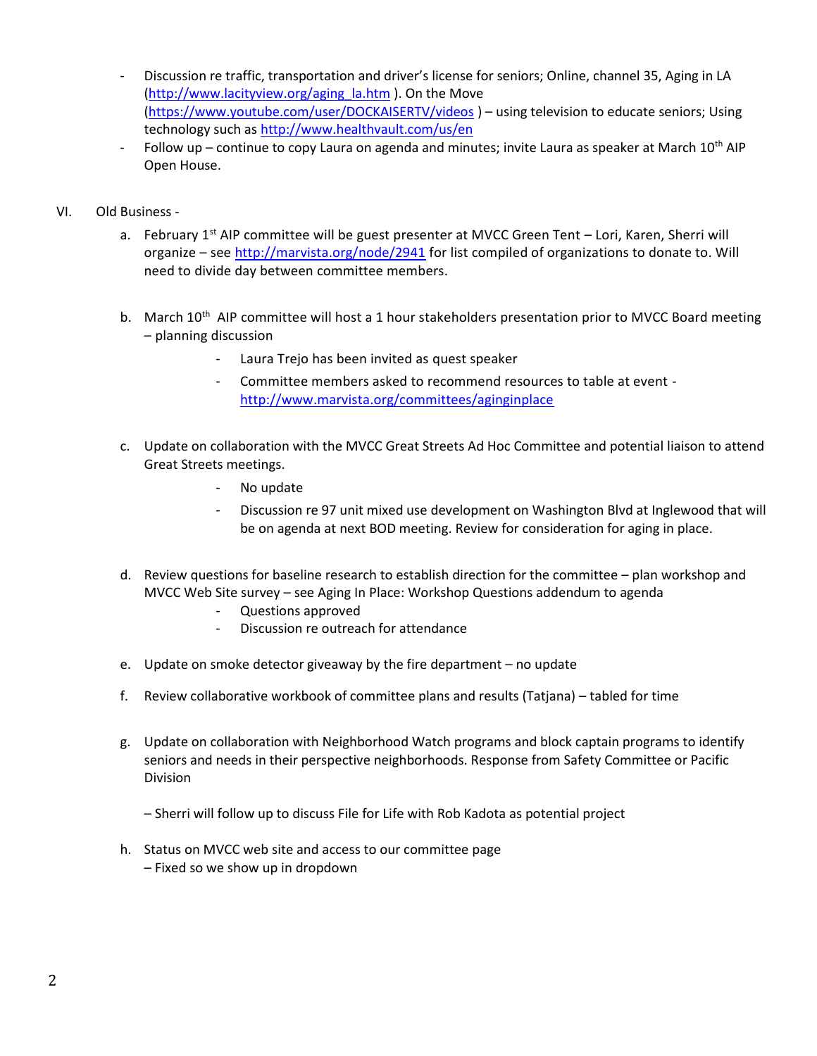- Discussion re traffic, transportation and driver's license for seniors; Online, channel 35, Aging in LA (http://www.lacityview.org/aging_la.htm ). On the Move (https://www.youtube.com/user/DOCKAISERTV/videos ) – using television to educate seniors; Using technology such as http://www.healthvault.com/us/en
- Follow up – continue to copy Laura on agenda and minutes; invite Laura as speaker at March 10th AIP Open House.

VI. Old Business -

a. February 1st AIP committee will be guest presenter at MVCC Green Tent – Lori, Karen, Sherri will organize – see http://marvista.org/node/2941 for list compiled of organizations to donate to. Will need to divide day between committee members.

b. March 10th AIP committee will host a 1 hour stakeholders presentation prior to MVCC Board meeting – planning discussion
   - Laura Trejo has been invited as quest speaker
   - Committee members asked to recommend resources to table at event - http://www.marvista.org/committees/aginginplace

c. Update on collaboration with the MVCC Great Streets Ad Hoc Committee and potential liaison to attend Great Streets meetings.
   - No update
   - Discussion re 97 unit mixed use development on Washington Blvd at Inglewood that will be on agenda at next BOD meeting. Review for consideration for aging in place.

d. Review questions for baseline research to establish direction for the committee – plan workshop and MVCC Web Site survey – see Aging In Place: Workshop Questions addendum to agenda
   - Questions approved
   - Discussion re outreach for attendance

e. Update on smoke detector giveaway by the fire department – no update

f. Review collaborative workbook of committee plans and results (Tatjana) – tabled for time

g. Update on collaboration with Neighborhood Watch programs and block captain programs to identify seniors and needs in their perspective neighborhoods. Response from Safety Committee or Pacific Division

   – Sherri will follow up to discuss File for Life with Rob Kadota as potential project

h. Status on MVCC web site and access to our committee page
   – Fixed so we show up in dropdown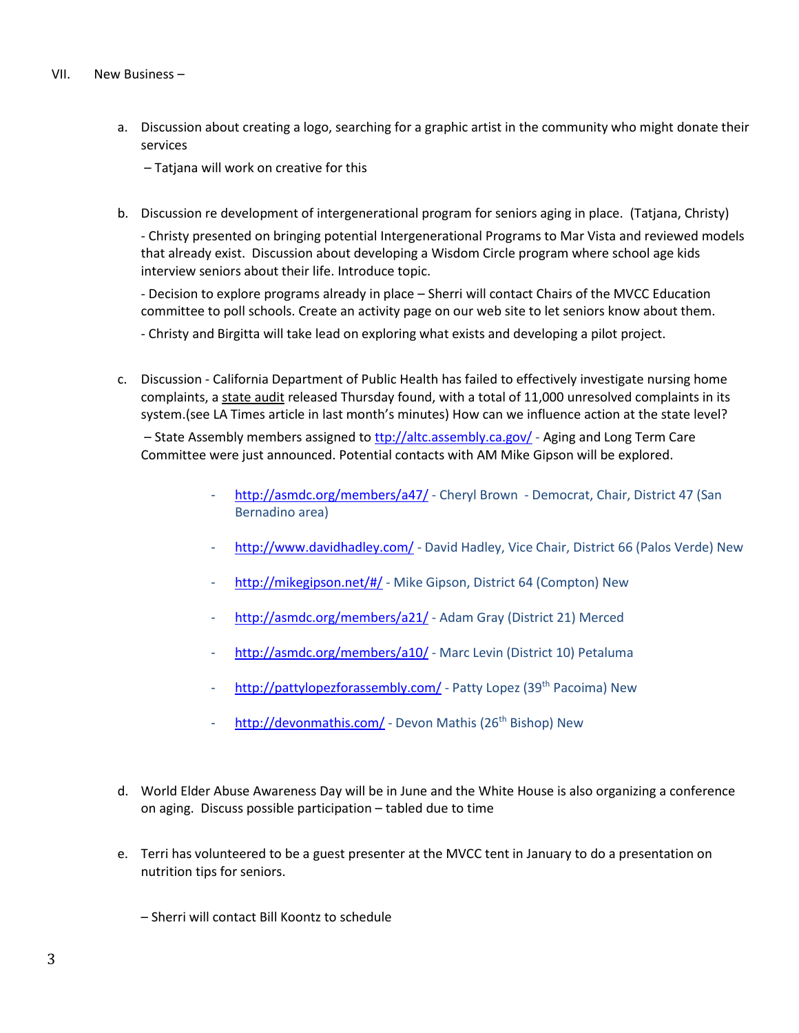VII. New Business –

a. Discussion about creating a logo, searching for a graphic artist in the community who might donate their services

   – Tatjana will work on creative for this

b. Discussion re development of intergenerational program for seniors aging in place. (Tatjana, Christy)

   - Christy presented on bringing potential Intergenerational Programs to Mar Vista and reviewed models that already exist. Discussion about developing a Wisdom Circle program where school age kids interview seniors about their life. Introduce topic.

   - Decision to explore programs already in place – Sherri will contact Chairs of the MVCC Education committee to poll schools. Create an activity page on our web site to let seniors know about them.

   - Christy and Birgitta will take lead on exploring what exists and developing a pilot project.

c. Discussion - California Department of Public Health has failed to effectively investigate nursing home complaints, a state audit released Thursday found, with a total of 11,000 unresolved complaints in its system.(see LA Times article in last month's minutes) How can we influence action at the state level?

   – State Assembly members assigned to ttp://altc.assembly.ca.gov/ - Aging and Long Term Care Committee were just announced. Potential contacts with AM Mike Gipson will be explored.

   - http://asmdc.org/members/a47/ - Cheryl Brown - Democrat, Chair, District 47 (San Bernadino area)
   - http://www.davidhadley.com/ - David Hadley, Vice Chair, District 66 (Palos Verde) New
   - http://mikegipson.net/#/ - Mike Gipson, District 64 (Compton) New
   - http://asmdc.org/members/a21/ - Adam Gray (District 21) Merced
   - http://asmdc.org/members/a10/ - Marc Levin (District 10) Petaluma
   - http://pattylopezforassembly.com/ - Patty Lopez (39th Pacoima) New
   - http://devonmathis.com/ - Devon Mathis (26th Bishop) New

d. World Elder Abuse Awareness Day will be in June and the White House is also organizing a conference on aging. Discuss possible participation – tabled due to time

e. Terri has volunteered to be a guest presenter at the MVCC tent in January to do a presentation on nutrition tips for seniors.

   – Sherri will contact Bill Koontz to schedule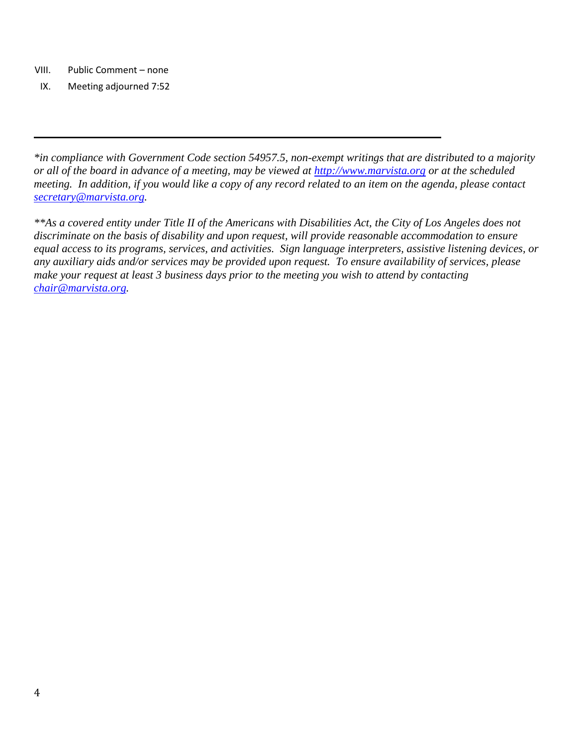VIII. Public Comment – none

IX. Meeting adjourned 7:52

---

*\*in compliance with Government Code section 54957.5, non-exempt writings that are distributed to a majority or all of the board in advance of a meeting, may be viewed at [http://www.marvista.org](http://www.marvista.org) or at the scheduled meeting. In addition, if you would like a copy of any record related to an item on the agenda, please contact [secretary@marvista.org](mailto:secretary@marvista.org).*

*\*\*As a covered entity under Title II of the Americans with Disabilities Act, the City of Los Angeles does not discriminate on the basis of disability and upon request, will provide reasonable accommodation to ensure equal access to its programs, services, and activities. Sign language interpreters, assistive listening devices, or any auxiliary aids and/or services may be provided upon request. To ensure availability of services, please make your request at least 3 business days prior to the meeting you wish to attend by contacting [chair@marvista.org](mailto:chair@marvista.org).*